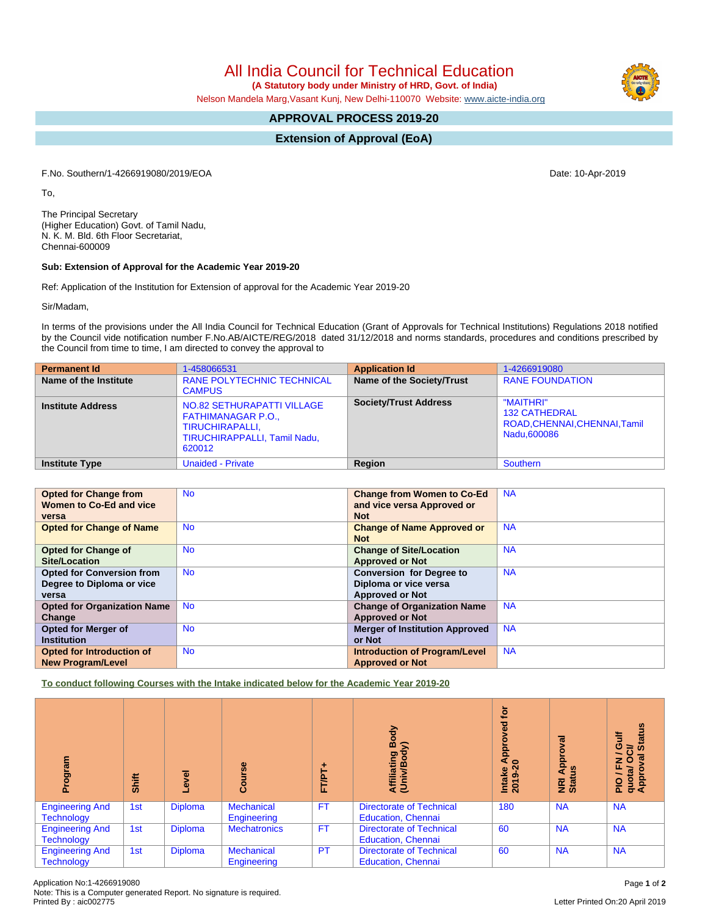# All India Council for Technical Education

**(A Statutory body under Ministry of HRD, Govt. of India)**

Nelson Mandela Marg,Vasant Kunj, New Delhi-110070 Website: www.aicte-india.org

## APPROVAL PROCESS 2019-20

## Extension of Approval (EoA)

F.No. Southern/1-4266919080/2019/EOA

Date: 10-Apr-2019

To,

The Principal Secretary
(Higher Education) Govt. of Tamil Nadu,
N. K. M. Bld. 6th Floor Secretariat,
Chennai-600009

**Sub: Extension of Approval for the Academic Year 2019-20**

Ref: Application of the Institution for Extension of approval for the Academic Year 2019-20

Sir/Madam,

In terms of the provisions under the All India Council for Technical Education (Grant of Approvals for Technical Institutions) Regulations 2018 notified by the Council vide notification number F.No.AB/AICTE/REG/2018 dated 31/12/2018 and norms standards, procedures and conditions prescribed by the Council from time to time, I am directed to convey the approval to

| Permanent Id | 1-458066531 | Application Id | 1-4266919080 |
|---|---|---|---|
| Name of the Institute | RANE POLYTECHNIC TECHNICAL CAMPUS | Name of the Society/Trust | RANE FOUNDATION |
| Institute Address | NO.82 SETHURAPATTI VILLAGE FATHIMANAGAR P.O., TIRUCHIRAPALLI, TIRUCHIRAPPALLI, Tamil Nadu, 620012 | Society/Trust Address | "MAITHRI" 132 CATHEDRAL ROAD,CHENNAI,CHENNAI,Tamil Nadu,600086 |
| Institute Type | Unaided - Private | Region | Southern |

| Opted for Change from Women to Co-Ed and vice versa | No | Change from Women to Co-Ed and vice versa Approved or Not | NA |
|---|---|---|---|
| Opted for Change of Name | No | Change of Name Approved or Not | NA |
| Opted for Change of Site/Location | No | Change of Site/Location Approved or Not | NA |
| Opted for Conversion from Degree to Diploma or vice versa | No | Conversion for Degree to Diploma or vice versa Approved or Not | NA |
| Opted for Organization Name Change | No | Change of Organization Name Approved or Not | NA |
| Opted for Merger of Institution | No | Merger of Institution Approved or Not | NA |
| Opted for Introduction of New Program/Level | No | Introduction of Program/Level Approved or Not | NA |

**To conduct following Courses with the Intake indicated below for the Academic Year 2019-20**

| Program | Shift | Level | Course | FT/PT+ | Affiliating Body (Univ/Body) | Intake Approved for 2019-20 | NRI Approval Status | PIO / FN / Gulf quota/ OCI/ Approval Status |
|---|---|---|---|---|---|---|---|---|
| Engineering And Technology | 1st | Diploma | Mechanical Engineering | FT | Directorate of Technical Education, Chennai | 180 | NA | NA |
| Engineering And Technology | 1st | Diploma | Mechatronics | FT | Directorate of Technical Education, Chennai | 60 | NA | NA |
| Engineering And Technology | 1st | Diploma | Mechanical Engineering | PT | Directorate of Technical Education, Chennai | 60 | NA | NA |

Application No:1-4266919080
Note: This is a Computer generated Report. No signature is required.
Printed By : aic002775

Letter Printed On:20 April 2019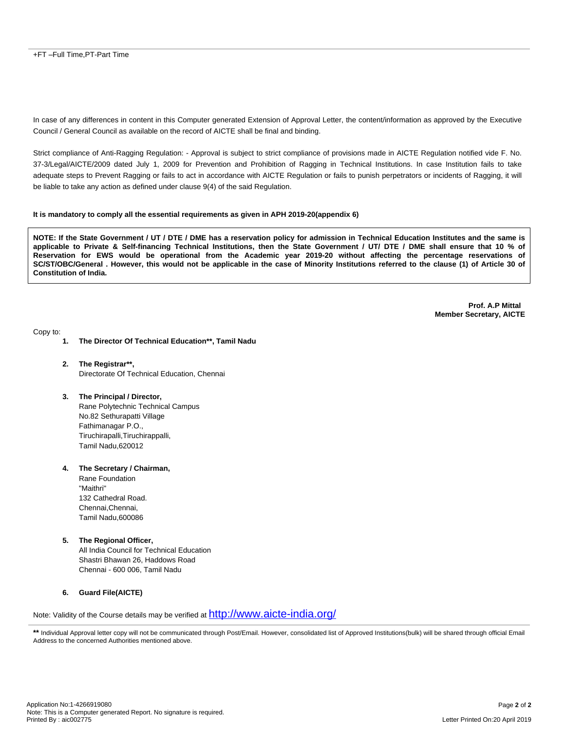+FT –Full Time,PT-Part Time

In case of any differences in content in this Computer generated Extension of Approval Letter, the content/information as approved by the Executive Council / General Council as available on the record of AICTE shall be final and binding.

Strict compliance of Anti-Ragging Regulation: - Approval is subject to strict compliance of provisions made in AICTE Regulation notified vide F. No. 37-3/Legal/AICTE/2009 dated July 1, 2009 for Prevention and Prohibition of Ragging in Technical Institutions. In case Institution fails to take adequate steps to Prevent Ragging or fails to act in accordance with AICTE Regulation or fails to punish perpetrators or incidents of Ragging, it will be liable to take any action as defined under clause 9(4) of the said Regulation.

**It is mandatory to comply all the essential requirements as given in APH 2019-20(appendix 6)**

**NOTE: If the State Government / UT / DTE / DME has a reservation policy for admission in Technical Education Institutes and the same is applicable to Private & Self-financing Technical Institutions, then the State Government / UT/ DTE / DME shall ensure that 10 % of Reservation for EWS would be operational from the Academic year 2019-20 without affecting the percentage reservations of SC/ST/OBC/General . However, this would not be applicable in the case of Minority Institutions referred to the clause (1) of Article 30 of Constitution of India.**

**Prof. A.P Mittal**
**Member Secretary, AICTE**

Copy to:

1. **The Director Of Technical Education\*\*, Tamil Nadu**

2. **The Registrar\*\*,**
   Directorate Of Technical Education, Chennai

3. **The Principal / Director,**
   Rane Polytechnic Technical Campus
   No.82 Sethurapatti Village
   Fathimanagar P.O.,
   Tiruchirapalli,Tiruchirappalli,
   Tamil Nadu,620012

4. **The Secretary / Chairman,**
   Rane Foundation
   "Maithri"
   132 Cathedral Road.
   Chennai,Chennai,
   Tamil Nadu,600086

5. **The Regional Officer,**
   All India Council for Technical Education
   Shastri Bhawan 26, Haddows Road
   Chennai - 600 006, Tamil Nadu

6. **Guard File(AICTE)**

Note: Validity of the Course details may be verified at http://www.aicte-india.org/

**\*\*** Individual Approval letter copy will not be communicated through Post/Email. However, consolidated list of Approved Institutions(bulk) will be shared through official Email Address to the concerned Authorities mentioned above.

Application No:1-4266919080
Note: This is a Computer generated Report. No signature is required.
Printed By : aic002775

Letter Printed On:20 April 2019